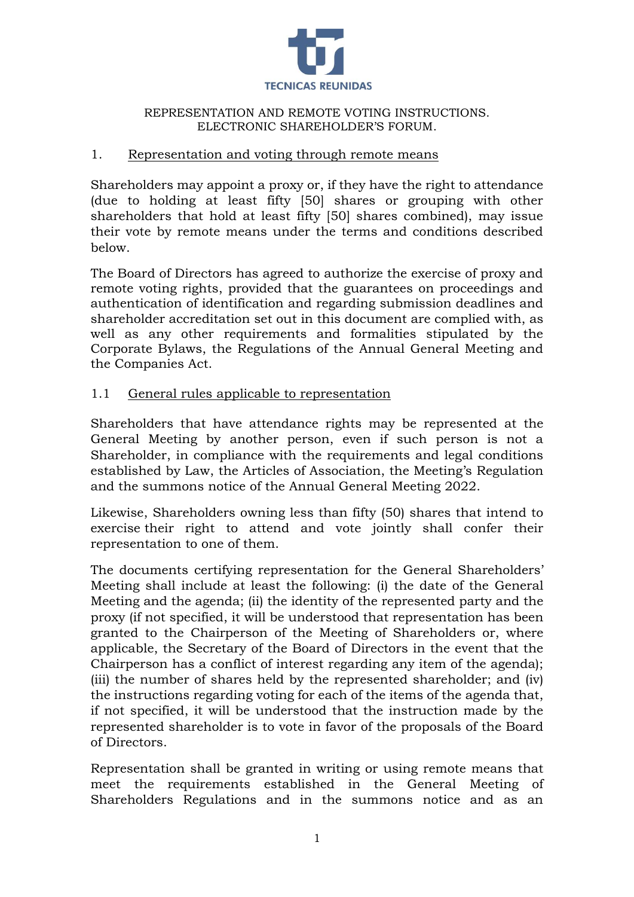TECNICAS REUNIDAS

REPRESENTATION AND REMOTE VOTING INSTRUCTIONS.
ELECTRONIC SHAREHOLDER'S FORUM.

## 1. Representation and voting through remote means

Shareholders may appoint a proxy or, if they have the right to attendance (due to holding at least fifty [50] shares or grouping with other shareholders that hold at least fifty [50] shares combined), may issue their vote by remote means under the terms and conditions described below.

The Board of Directors has agreed to authorize the exercise of proxy and remote voting rights, provided that the guarantees on proceedings and authentication of identification and regarding submission deadlines and shareholder accreditation set out in this document are complied with, as well as any other requirements and formalities stipulated by the Corporate Bylaws, the Regulations of the Annual General Meeting and the Companies Act.

### 1.1 General rules applicable to representation

Shareholders that have attendance rights may be represented at the General Meeting by another person, even if such person is not a Shareholder, in compliance with the requirements and legal conditions established by Law, the Articles of Association, the Meeting's Regulation and the summons notice of the Annual General Meeting 2022.

Likewise, Shareholders owning less than fifty (50) shares that intend to exercise their right to attend and vote jointly shall confer their representation to one of them.

The documents certifying representation for the General Shareholders' Meeting shall include at least the following: (i) the date of the General Meeting and the agenda; (ii) the identity of the represented party and the proxy (if not specified, it will be understood that representation has been granted to the Chairperson of the Meeting of Shareholders or, where applicable, the Secretary of the Board of Directors in the event that the Chairperson has a conflict of interest regarding any item of the agenda); (iii) the number of shares held by the represented shareholder; and (iv) the instructions regarding voting for each of the items of the agenda that, if not specified, it will be understood that the instruction made by the represented shareholder is to vote in favor of the proposals of the Board of Directors.

Representation shall be granted in writing or using remote means that meet the requirements established in the General Meeting of Shareholders Regulations and in the summons notice and as an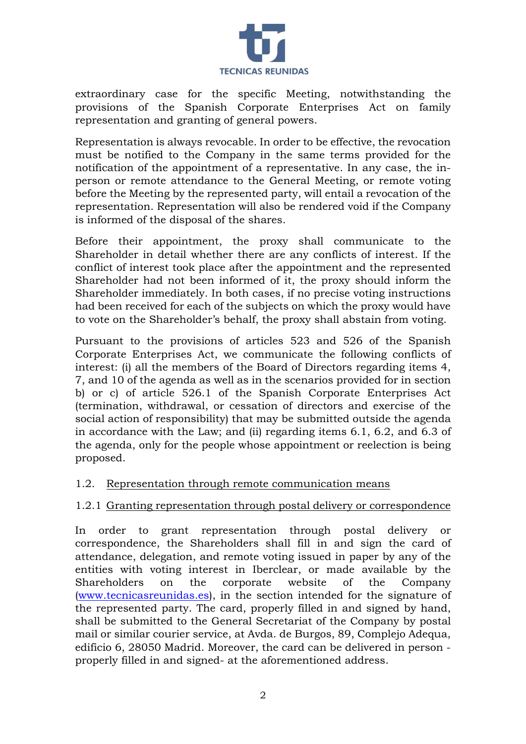extraordinary case for the specific Meeting, notwithstanding the provisions of the Spanish Corporate Enterprises Act on family representation and granting of general powers.

Representation is always revocable. In order to be effective, the revocation must be notified to the Company in the same terms provided for the notification of the appointment of a representative. In any case, the in-person or remote attendance to the General Meeting, or remote voting before the Meeting by the represented party, will entail a revocation of the representation. Representation will also be rendered void if the Company is informed of the disposal of the shares.

Before their appointment, the proxy shall communicate to the Shareholder in detail whether there are any conflicts of interest. If the conflict of interest took place after the appointment and the represented Shareholder had not been informed of it, the proxy should inform the Shareholder immediately. In both cases, if no precise voting instructions had been received for each of the subjects on which the proxy would have to vote on the Shareholder's behalf, the proxy shall abstain from voting.

Pursuant to the provisions of articles 523 and 526 of the Spanish Corporate Enterprises Act, we communicate the following conflicts of interest: (i) all the members of the Board of Directors regarding items 4, 7, and 10 of the agenda as well as in the scenarios provided for in section b) or c) of article 526.1 of the Spanish Corporate Enterprises Act (termination, withdrawal, or cessation of directors and exercise of the social action of responsibility) that may be submitted outside the agenda in accordance with the Law; and (ii) regarding items 6.1, 6.2, and 6.3 of the agenda, only for the people whose appointment or reelection is being proposed.

1.2. Representation through remote communication means

1.2.1 Granting representation through postal delivery or correspondence

In order to grant representation through postal delivery or correspondence, the Shareholders shall fill in and sign the card of attendance, delegation, and remote voting issued in paper by any of the entities with voting interest in Iberclear, or made available by the Shareholders on the corporate website of the Company (www.tecnicasreunidas.es), in the section intended for the signature of the represented party. The card, properly filled in and signed by hand, shall be submitted to the General Secretariat of the Company by postal mail or similar courier service, at Avda. de Burgos, 89, Complejo Adequa, edificio 6, 28050 Madrid. Moreover, the card can be delivered in person - properly filled in and signed- at the aforementioned address.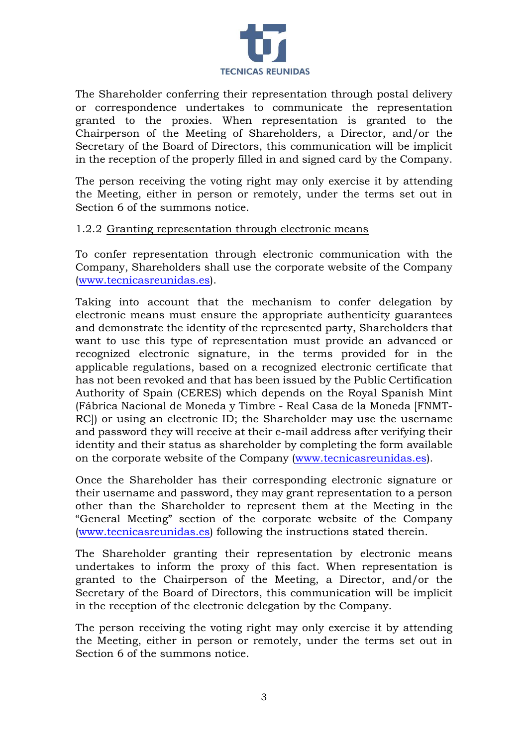The Shareholder conferring their representation through postal delivery or correspondence undertakes to communicate the representation granted to the proxies. When representation is granted to the Chairperson of the Meeting of Shareholders, a Director, and/or the Secretary of the Board of Directors, this communication will be implicit in the reception of the properly filled in and signed card by the Company.

The person receiving the voting right may only exercise it by attending the Meeting, either in person or remotely, under the terms set out in Section 6 of the summons notice.

1.2.2 Granting representation through electronic means

To confer representation through electronic communication with the Company, Shareholders shall use the corporate website of the Company (www.tecnicasreunidas.es).

Taking into account that the mechanism to confer delegation by electronic means must ensure the appropriate authenticity guarantees and demonstrate the identity of the represented party, Shareholders that want to use this type of representation must provide an advanced or recognized electronic signature, in the terms provided for in the applicable regulations, based on a recognized electronic certificate that has not been revoked and that has been issued by the Public Certification Authority of Spain (CERES) which depends on the Royal Spanish Mint (Fábrica Nacional de Moneda y Timbre - Real Casa de la Moneda [FNMT-RC]) or using an electronic ID; the Shareholder may use the username and password they will receive at their e-mail address after verifying their identity and their status as shareholder by completing the form available on the corporate website of the Company (www.tecnicasreunidas.es).

Once the Shareholder has their corresponding electronic signature or their username and password, they may grant representation to a person other than the Shareholder to represent them at the Meeting in the "General Meeting" section of the corporate website of the Company (www.tecnicasreunidas.es) following the instructions stated therein.

The Shareholder granting their representation by electronic means undertakes to inform the proxy of this fact. When representation is granted to the Chairperson of the Meeting, a Director, and/or the Secretary of the Board of Directors, this communication will be implicit in the reception of the electronic delegation by the Company.

The person receiving the voting right may only exercise it by attending the Meeting, either in person or remotely, under the terms set out in Section 6 of the summons notice.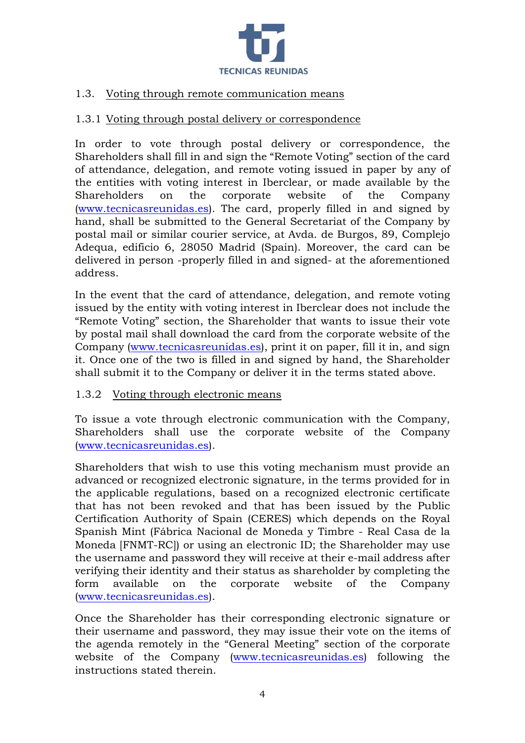### 1.3. Voting through remote communication means

#### 1.3.1 Voting through postal delivery or correspondence

In order to vote through postal delivery or correspondence, the Shareholders shall fill in and sign the "Remote Voting" section of the card of attendance, delegation, and remote voting issued in paper by any of the entities with voting interest in Iberclear, or made available by the Shareholders on the corporate website of the Company (www.tecnicasreunidas.es). The card, properly filled in and signed by hand, shall be submitted to the General Secretariat of the Company by postal mail or similar courier service, at Avda. de Burgos, 89, Complejo Adequa, edificio 6, 28050 Madrid (Spain). Moreover, the card can be delivered in person -properly filled in and signed- at the aforementioned address.

In the event that the card of attendance, delegation, and remote voting issued by the entity with voting interest in Iberclear does not include the "Remote Voting" section, the Shareholder that wants to issue their vote by postal mail shall download the card from the corporate website of the Company (www.tecnicasreunidas.es), print it on paper, fill it in, and sign it. Once one of the two is filled in and signed by hand, the Shareholder shall submit it to the Company or deliver it in the terms stated above.

#### 1.3.2 Voting through electronic means

To issue a vote through electronic communication with the Company, Shareholders shall use the corporate website of the Company (www.tecnicasreunidas.es).

Shareholders that wish to use this voting mechanism must provide an advanced or recognized electronic signature, in the terms provided for in the applicable regulations, based on a recognized electronic certificate that has not been revoked and that has been issued by the Public Certification Authority of Spain (CERES) which depends on the Royal Spanish Mint (Fábrica Nacional de Moneda y Timbre - Real Casa de la Moneda [FNMT-RC]) or using an electronic ID; the Shareholder may use the username and password they will receive at their e-mail address after verifying their identity and their status as shareholder by completing the form available on the corporate website of the Company (www.tecnicasreunidas.es).

Once the Shareholder has their corresponding electronic signature or their username and password, they may issue their vote on the items of the agenda remotely in the "General Meeting" section of the corporate website of the Company (www.tecnicasreunidas.es) following the instructions stated therein.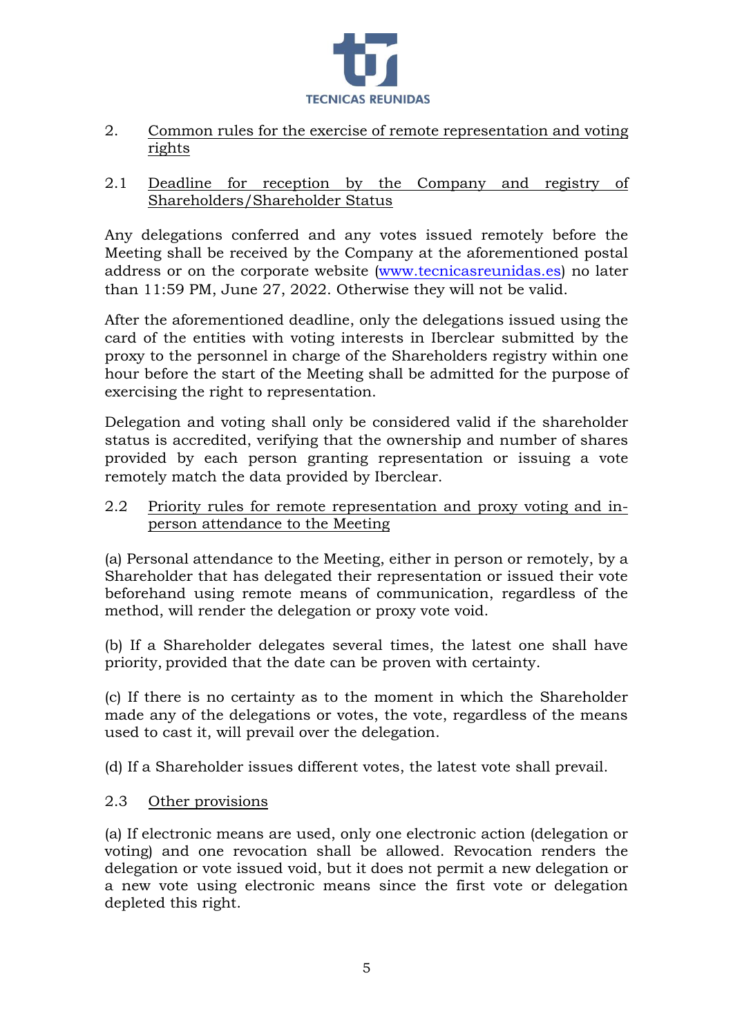## 2. Common rules for the exercise of remote representation and voting rights

### 2.1 Deadline for reception by the Company and registry of Shareholders/Shareholder Status

Any delegations conferred and any votes issued remotely before the Meeting shall be received by the Company at the aforementioned postal address or on the corporate website (www.tecnicasreunidas.es) no later than 11:59 PM, June 27, 2022. Otherwise they will not be valid.

After the aforementioned deadline, only the delegations issued using the card of the entities with voting interests in Iberclear submitted by the proxy to the personnel in charge of the Shareholders registry within one hour before the start of the Meeting shall be admitted for the purpose of exercising the right to representation.

Delegation and voting shall only be considered valid if the shareholder status is accredited, verifying that the ownership and number of shares provided by each person granting representation or issuing a vote remotely match the data provided by Iberclear.

### 2.2 Priority rules for remote representation and proxy voting and in-person attendance to the Meeting

(a) Personal attendance to the Meeting, either in person or remotely, by a Shareholder that has delegated their representation or issued their vote beforehand using remote means of communication, regardless of the method, will render the delegation or proxy vote void.

(b) If a Shareholder delegates several times, the latest one shall have priority, provided that the date can be proven with certainty.

(c) If there is no certainty as to the moment in which the Shareholder made any of the delegations or votes, the vote, regardless of the means used to cast it, will prevail over the delegation.

(d) If a Shareholder issues different votes, the latest vote shall prevail.

### 2.3 Other provisions

(a) If electronic means are used, only one electronic action (delegation or voting) and one revocation shall be allowed. Revocation renders the delegation or vote issued void, but it does not permit a new delegation or a new vote using electronic means since the first vote or delegation depleted this right.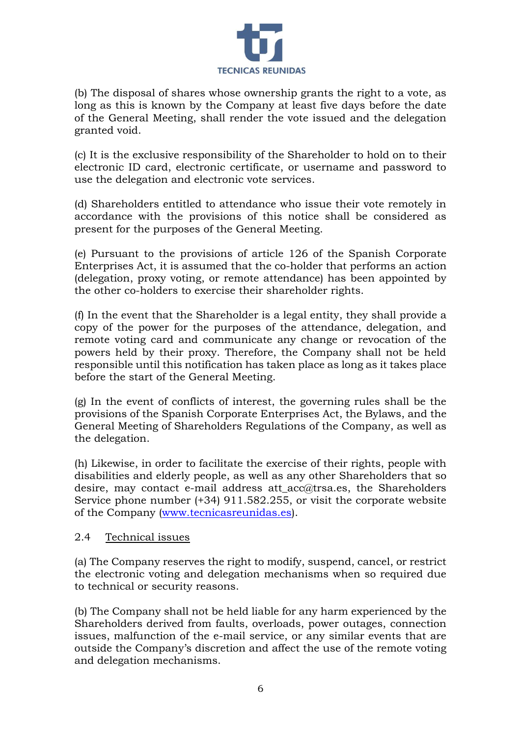(b) The disposal of shares whose ownership grants the right to a vote, as long as this is known by the Company at least five days before the date of the General Meeting, shall render the vote issued and the delegation granted void.

(c) It is the exclusive responsibility of the Shareholder to hold on to their electronic ID card, electronic certificate, or username and password to use the delegation and electronic vote services.

(d) Shareholders entitled to attendance who issue their vote remotely in accordance with the provisions of this notice shall be considered as present for the purposes of the General Meeting.

(e) Pursuant to the provisions of article 126 of the Spanish Corporate Enterprises Act, it is assumed that the co-holder that performs an action (delegation, proxy voting, or remote attendance) has been appointed by the other co-holders to exercise their shareholder rights.

(f) In the event that the Shareholder is a legal entity, they shall provide a copy of the power for the purposes of the attendance, delegation, and remote voting card and communicate any change or revocation of the powers held by their proxy. Therefore, the Company shall not be held responsible until this notification has taken place as long as it takes place before the start of the General Meeting.

(g) In the event of conflicts of interest, the governing rules shall be the provisions of the Spanish Corporate Enterprises Act, the Bylaws, and the General Meeting of Shareholders Regulations of the Company, as well as the delegation.

(h) Likewise, in order to facilitate the exercise of their rights, people with disabilities and elderly people, as well as any other Shareholders that so desire, may contact e-mail address att_acc@trsa.es, the Shareholders Service phone number (+34) 911.582.255, or visit the corporate website of the Company (www.tecnicasreunidas.es).

2.4 Technical issues

(a) The Company reserves the right to modify, suspend, cancel, or restrict the electronic voting and delegation mechanisms when so required due to technical or security reasons.

(b) The Company shall not be held liable for any harm experienced by the Shareholders derived from faults, overloads, power outages, connection issues, malfunction of the e-mail service, or any similar events that are outside the Company's discretion and affect the use of the remote voting and delegation mechanisms.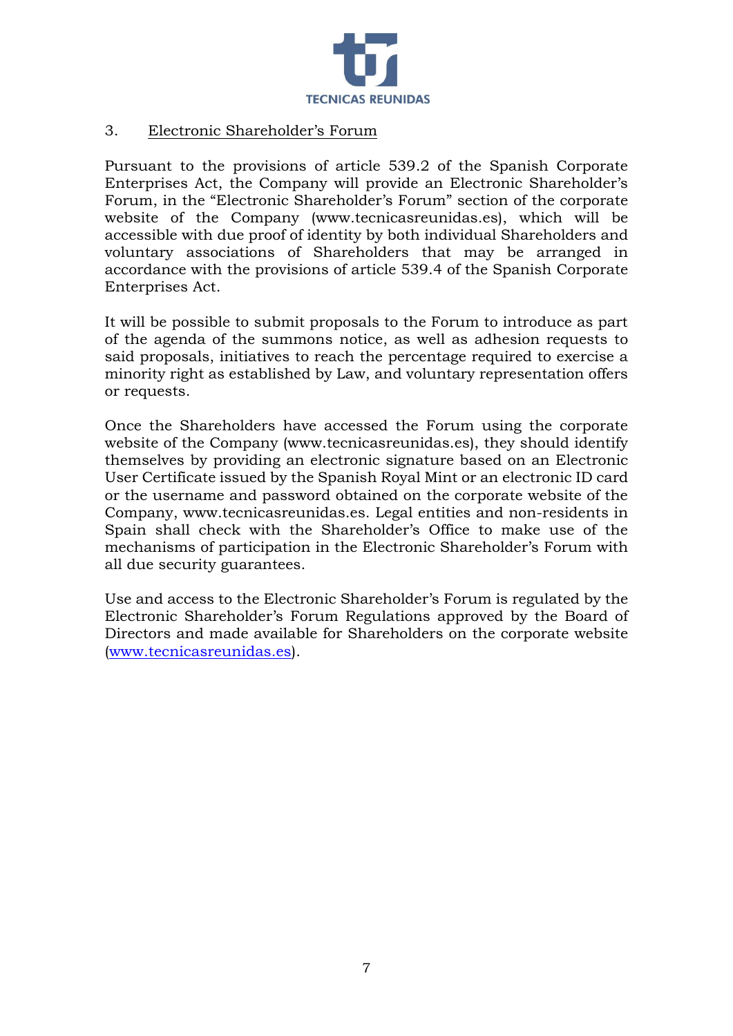## 3. Electronic Shareholder's Forum

Pursuant to the provisions of article 539.2 of the Spanish Corporate Enterprises Act, the Company will provide an Electronic Shareholder's Forum, in the "Electronic Shareholder's Forum" section of the corporate website of the Company (www.tecnicasreunidas.es), which will be accessible with due proof of identity by both individual Shareholders and voluntary associations of Shareholders that may be arranged in accordance with the provisions of article 539.4 of the Spanish Corporate Enterprises Act.

It will be possible to submit proposals to the Forum to introduce as part of the agenda of the summons notice, as well as adhesion requests to said proposals, initiatives to reach the percentage required to exercise a minority right as established by Law, and voluntary representation offers or requests.

Once the Shareholders have accessed the Forum using the corporate website of the Company (www.tecnicasreunidas.es), they should identify themselves by providing an electronic signature based on an Electronic User Certificate issued by the Spanish Royal Mint or an electronic ID card or the username and password obtained on the corporate website of the Company, www.tecnicasreunidas.es. Legal entities and non-residents in Spain shall check with the Shareholder's Office to make use of the mechanisms of participation in the Electronic Shareholder's Forum with all due security guarantees.

Use and access to the Electronic Shareholder's Forum is regulated by the Electronic Shareholder's Forum Regulations approved by the Board of Directors and made available for Shareholders on the corporate website (www.tecnicasreunidas.es).